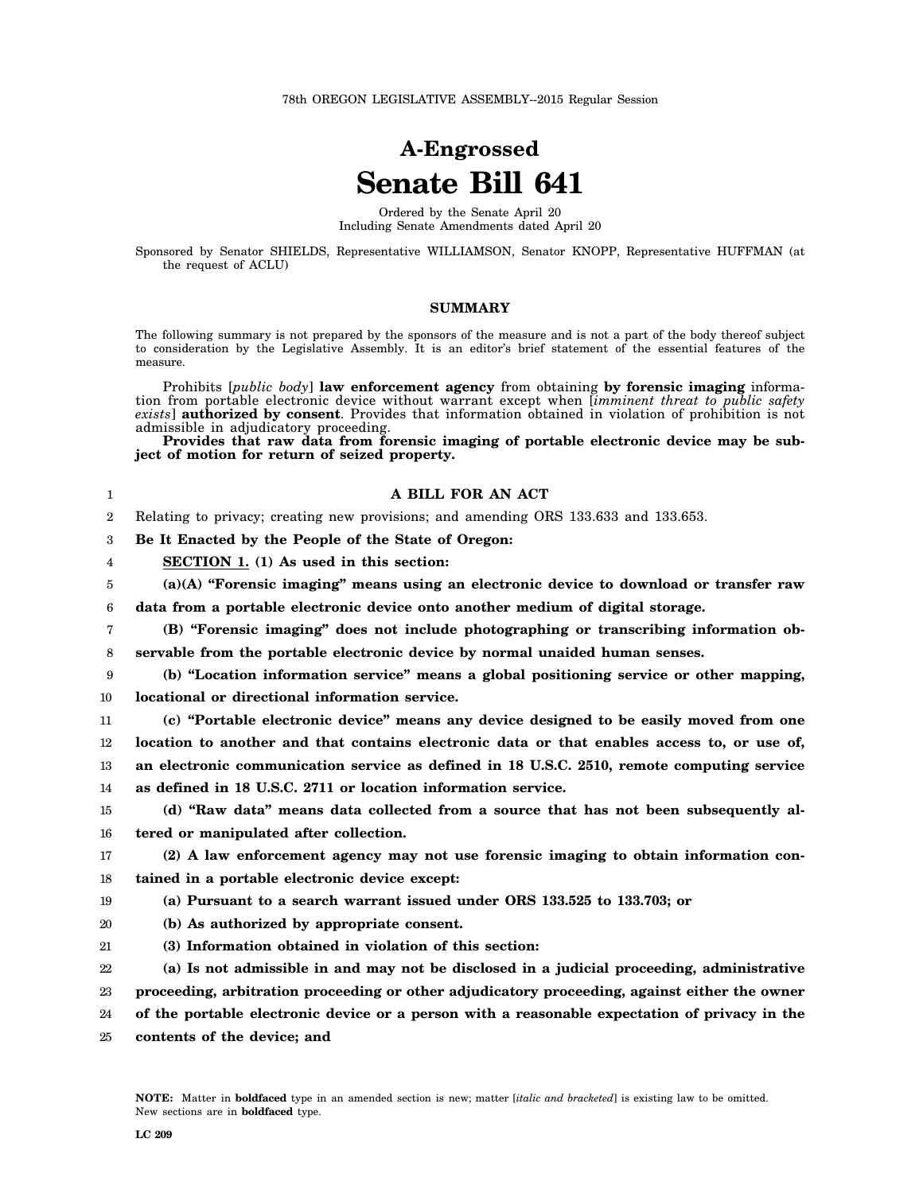78th OREGON LEGISLATIVE ASSEMBLY--2015 Regular Session

# A-Engrossed
# Senate Bill 641

Ordered by the Senate April 20
Including Senate Amendments dated April 20

Sponsored by Senator SHIELDS, Representative WILLIAMSON, Senator KNOPP, Representative HUFFMAN (at the request of ACLU)

## SUMMARY

The following summary is not prepared by the sponsors of the measure and is not a part of the body thereof subject to consideration by the Legislative Assembly. It is an editor's brief statement of the essential features of the measure.

Prohibits [*public body*] **law enforcement agency** from obtaining **by forensic imaging** information from portable electronic device without warrant except when [*imminent threat to public safety exists*] **authorized by consent**. Provides that information obtained in violation of prohibition is not admissible in adjudicatory proceeding.

**Provides that raw data from forensic imaging of portable electronic device may be subject of motion for return of seized property.**

**A BILL FOR AN ACT**

Relating to privacy; creating new provisions; and amending ORS 133.633 and 133.653.

**Be It Enacted by the People of the State of Oregon:**

**SECTION 1. (1) As used in this section:**

**(a)(A) "Forensic imaging" means using an electronic device to download or transfer raw data from a portable electronic device onto another medium of digital storage.**

**(B) "Forensic imaging" does not include photographing or transcribing information observable from the portable electronic device by normal unaided human senses.**

**(b) "Location information service" means a global positioning service or other mapping, locational or directional information service.**

**(c) "Portable electronic device" means any device designed to be easily moved from one location to another and that contains electronic data or that enables access to, or use of, an electronic communication service as defined in 18 U.S.C. 2510, remote computing service as defined in 18 U.S.C. 2711 or location information service.**

**(d) "Raw data" means data collected from a source that has not been subsequently altered or manipulated after collection.**

**(2) A law enforcement agency may not use forensic imaging to obtain information contained in a portable electronic device except:**

**(a) Pursuant to a search warrant issued under ORS 133.525 to 133.703; or**

**(b) As authorized by appropriate consent.**

**(3) Information obtained in violation of this section:**

**(a) Is not admissible in and may not be disclosed in a judicial proceeding, administrative proceeding, arbitration proceeding or other adjudicatory proceeding, against either the owner of the portable electronic device or a person with a reasonable expectation of privacy in the contents of the device; and**

**NOTE:** Matter in **boldfaced** type in an amended section is new; matter [*italic and bracketed*] is existing law to be omitted. New sections are in **boldfaced** type.

LC 209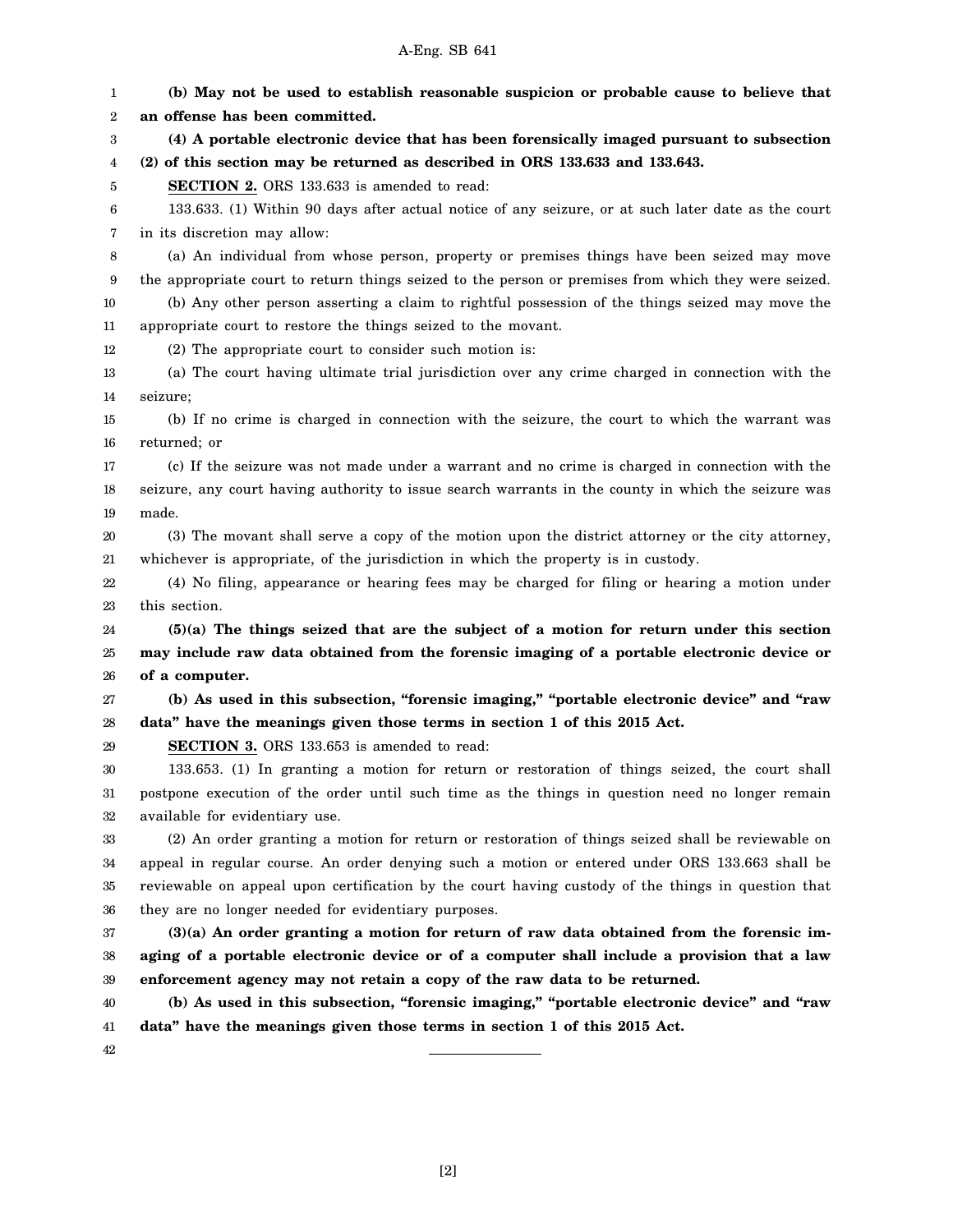**(b) May not be used to establish reasonable suspicion or probable cause to believe that an offense has been committed.**

**(4) A portable electronic device that has been forensically imaged pursuant to subsection (2) of this section may be returned as described in ORS 133.633 and 133.643.**

**SECTION 2.** ORS 133.633 is amended to read:

133.633. (1) Within 90 days after actual notice of any seizure, or at such later date as the court in its discretion may allow:

(a) An individual from whose person, property or premises things have been seized may move the appropriate court to return things seized to the person or premises from which they were seized.

(b) Any other person asserting a claim to rightful possession of the things seized may move the appropriate court to restore the things seized to the movant.

(2) The appropriate court to consider such motion is:

(a) The court having ultimate trial jurisdiction over any crime charged in connection with the seizure;

(b) If no crime is charged in connection with the seizure, the court to which the warrant was returned; or

(c) If the seizure was not made under a warrant and no crime is charged in connection with the seizure, any court having authority to issue search warrants in the county in which the seizure was made.

(3) The movant shall serve a copy of the motion upon the district attorney or the city attorney, whichever is appropriate, of the jurisdiction in which the property is in custody.

(4) No filing, appearance or hearing fees may be charged for filing or hearing a motion under this section.

**(5)(a) The things seized that are the subject of a motion for return under this section may include raw data obtained from the forensic imaging of a portable electronic device or of a computer.**

**(b) As used in this subsection, "forensic imaging," "portable electronic device" and "raw data" have the meanings given those terms in section 1 of this 2015 Act.**

**SECTION 3.** ORS 133.653 is amended to read:

133.653. (1) In granting a motion for return or restoration of things seized, the court shall postpone execution of the order until such time as the things in question need no longer remain available for evidentiary use.

(2) An order granting a motion for return or restoration of things seized shall be reviewable on appeal in regular course. An order denying such a motion or entered under ORS 133.663 shall be reviewable on appeal upon certification by the court having custody of the things in question that they are no longer needed for evidentiary purposes.

**(3)(a) An order granting a motion for return of raw data obtained from the forensic imaging of a portable electronic device or of a computer shall include a provision that a law enforcement agency may not retain a copy of the raw data to be returned.**

**(b) As used in this subsection, "forensic imaging," "portable electronic device" and "raw data" have the meanings given those terms in section 1 of this 2015 Act.**